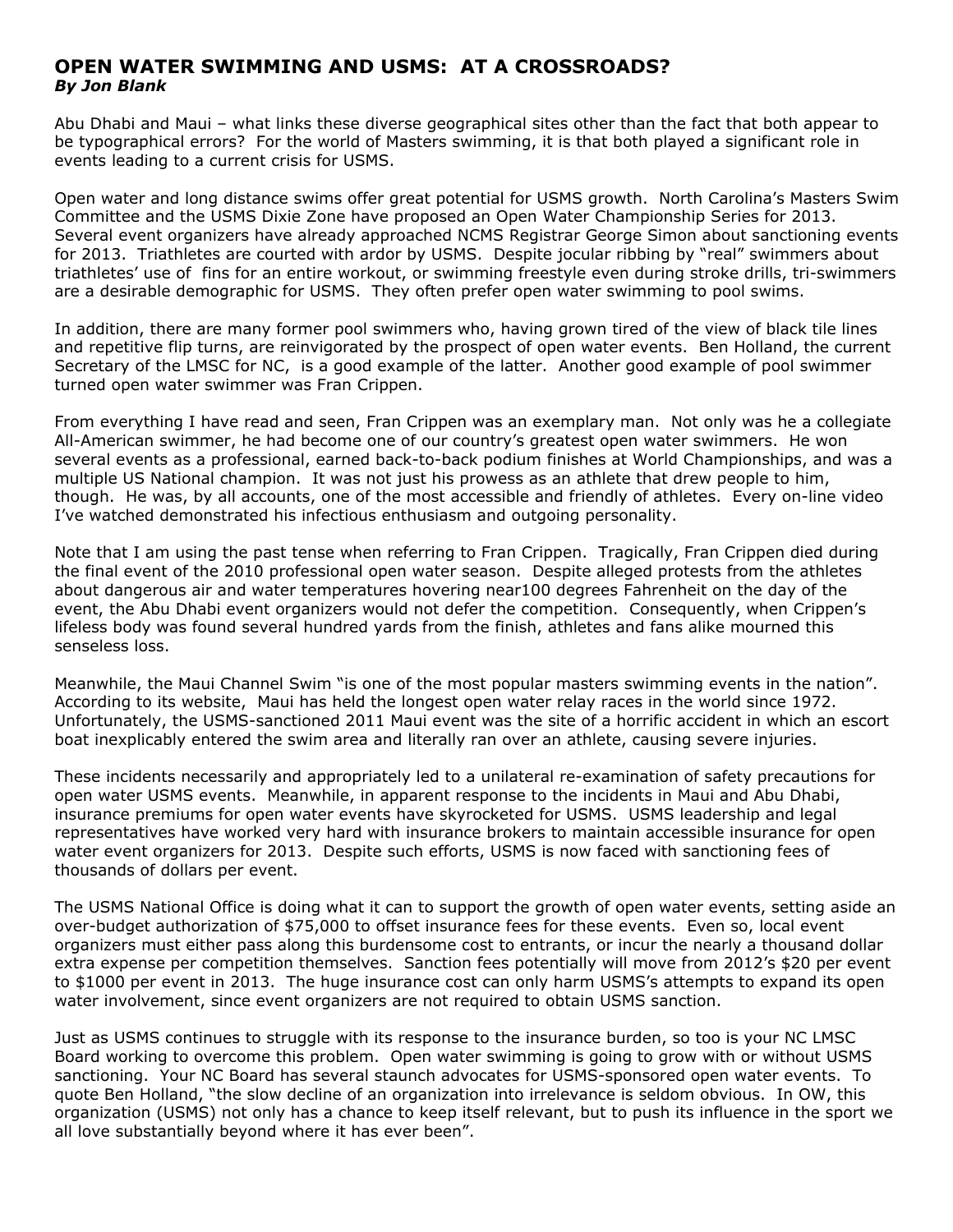# OPEN WATER SWIMMING AND USMS: AT A CROSSROADS?

***By Jon Blank***

Abu Dhabi and Maui – what links these diverse geographical sites other than the fact that both appear to be typographical errors? For the world of Masters swimming, it is that both played a significant role in events leading to a current crisis for USMS.

Open water and long distance swims offer great potential for USMS growth. North Carolina's Masters Swim Committee and the USMS Dixie Zone have proposed an Open Water Championship Series for 2013. Several event organizers have already approached NCMS Registrar George Simon about sanctioning events for 2013. Triathletes are courted with ardor by USMS. Despite jocular ribbing by "real" swimmers about triathletes' use of fins for an entire workout, or swimming freestyle even during stroke drills, tri-swimmers are a desirable demographic for USMS. They often prefer open water swimming to pool swims.

In addition, there are many former pool swimmers who, having grown tired of the view of black tile lines and repetitive flip turns, are reinvigorated by the prospect of open water events. Ben Holland, the current Secretary of the LMSC for NC, is a good example of the latter. Another good example of pool swimmer turned open water swimmer was Fran Crippen.

From everything I have read and seen, Fran Crippen was an exemplary man. Not only was he a collegiate All-American swimmer, he had become one of our country's greatest open water swimmers. He won several events as a professional, earned back-to-back podium finishes at World Championships, and was a multiple US National champion. It was not just his prowess as an athlete that drew people to him, though. He was, by all accounts, one of the most accessible and friendly of athletes. Every on-line video I've watched demonstrated his infectious enthusiasm and outgoing personality.

Note that I am using the past tense when referring to Fran Crippen. Tragically, Fran Crippen died during the final event of the 2010 professional open water season. Despite alleged protests from the athletes about dangerous air and water temperatures hovering near100 degrees Fahrenheit on the day of the event, the Abu Dhabi event organizers would not defer the competition. Consequently, when Crippen's lifeless body was found several hundred yards from the finish, athletes and fans alike mourned this senseless loss.

Meanwhile, the Maui Channel Swim "is one of the most popular masters swimming events in the nation". According to its website, Maui has held the longest open water relay races in the world since 1972. Unfortunately, the USMS-sanctioned 2011 Maui event was the site of a horrific accident in which an escort boat inexplicably entered the swim area and literally ran over an athlete, causing severe injuries.

These incidents necessarily and appropriately led to a unilateral re-examination of safety precautions for open water USMS events. Meanwhile, in apparent response to the incidents in Maui and Abu Dhabi, insurance premiums for open water events have skyrocketed for USMS. USMS leadership and legal representatives have worked very hard with insurance brokers to maintain accessible insurance for open water event organizers for 2013. Despite such efforts, USMS is now faced with sanctioning fees of thousands of dollars per event.

The USMS National Office is doing what it can to support the growth of open water events, setting aside an over-budget authorization of $75,000 to offset insurance fees for these events. Even so, local event organizers must either pass along this burdensome cost to entrants, or incur the nearly a thousand dollar extra expense per competition themselves. Sanction fees potentially will move from 2012's $20 per event to $1000 per event in 2013. The huge insurance cost can only harm USMS's attempts to expand its open water involvement, since event organizers are not required to obtain USMS sanction.

Just as USMS continues to struggle with its response to the insurance burden, so too is your NC LMSC Board working to overcome this problem. Open water swimming is going to grow with or without USMS sanctioning. Your NC Board has several staunch advocates for USMS-sponsored open water events. To quote Ben Holland, "the slow decline of an organization into irrelevance is seldom obvious. In OW, this organization (USMS) not only has a chance to keep itself relevant, but to push its influence in the sport we all love substantially beyond where it has ever been".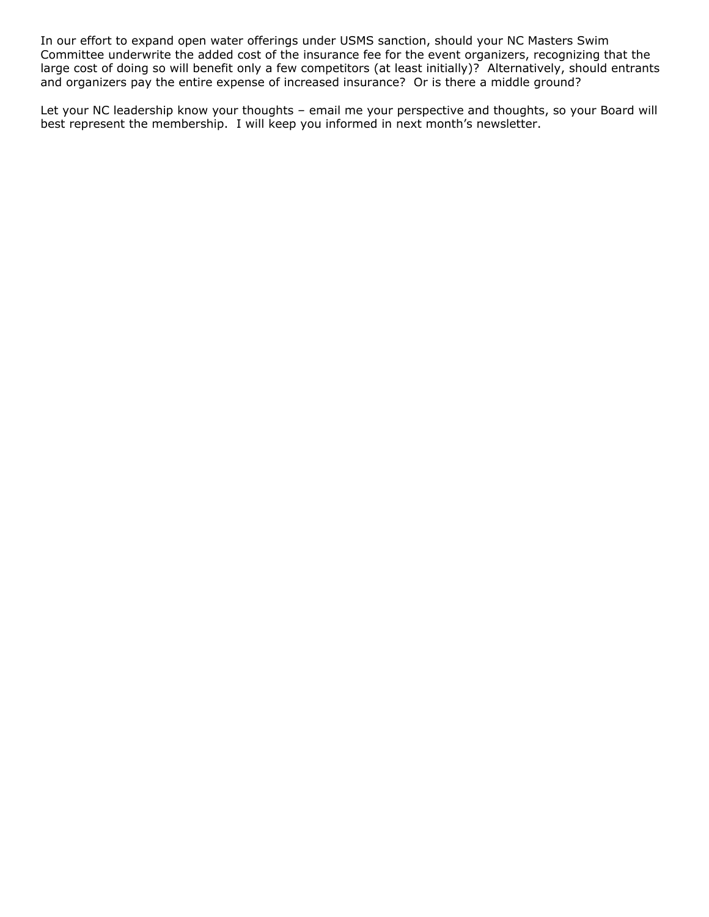In our effort to expand open water offerings under USMS sanction, should your NC Masters Swim Committee underwrite the added cost of the insurance fee for the event organizers, recognizing that the large cost of doing so will benefit only a few competitors (at least initially)? Alternatively, should entrants and organizers pay the entire expense of increased insurance? Or is there a middle ground?

Let your NC leadership know your thoughts – email me your perspective and thoughts, so your Board will best represent the membership. I will keep you informed in next month's newsletter.